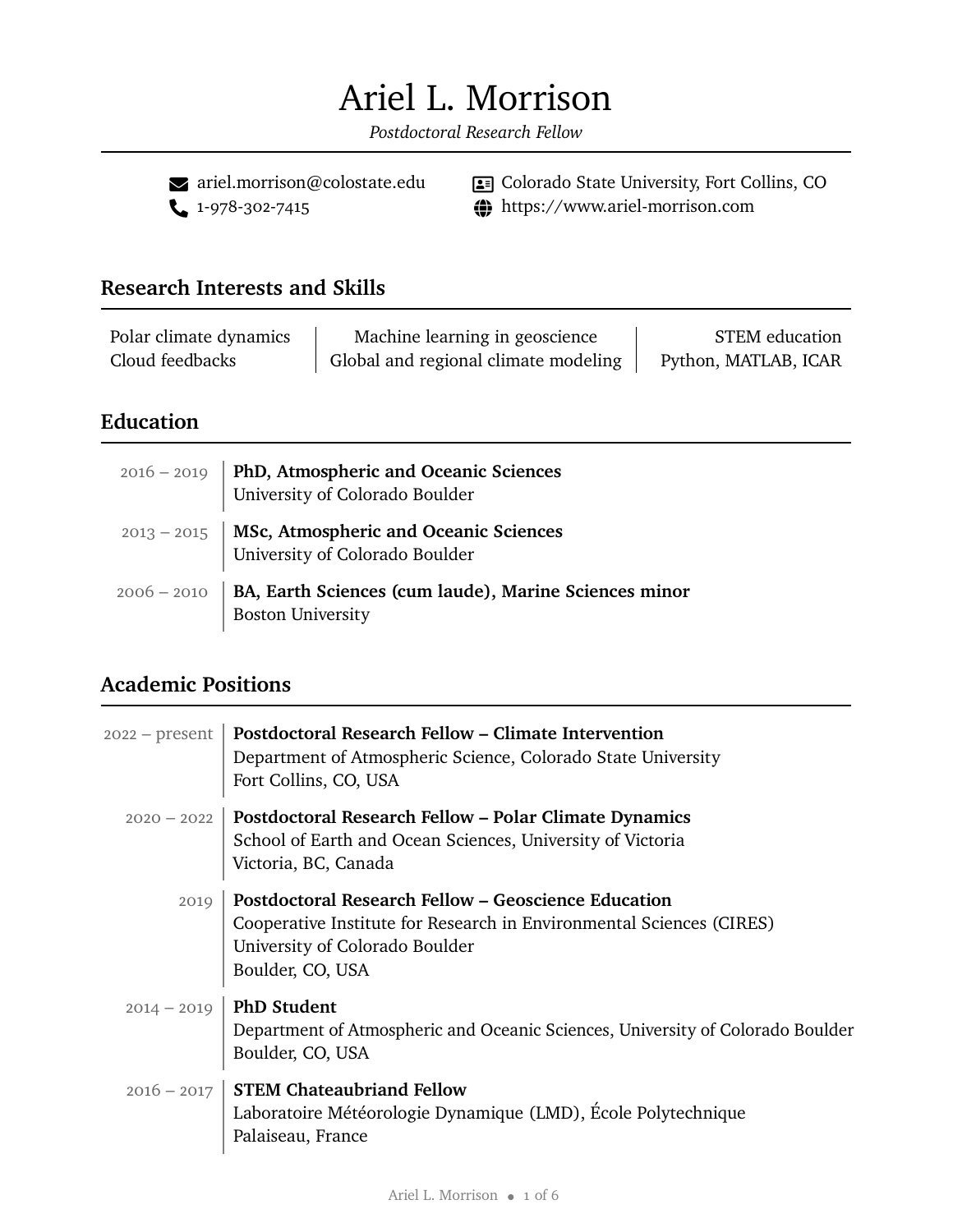# Ariel L. Morrison

*Postdoctoral Research Fellow*

ariel.morrison@colostate.edu
1-978-302-7415
Colorado State University, Fort Collins, CO
https://www.ariel-morrison.com

## Research Interests and Skills

| | | |
|---|---|---|
| Polar climate dynamics | Machine learning in geoscience | STEM education |
| Cloud feedbacks | Global and regional climate modeling | Python, MATLAB, ICAR |

## Education

2016 – 2019 | **PhD, Atmospheric and Oceanic Sciences**
University of Colorado Boulder

2013 – 2015 | **MSc, Atmospheric and Oceanic Sciences**
University of Colorado Boulder

2006 – 2010 | **BA, Earth Sciences (cum laude), Marine Sciences minor**
Boston University

## Academic Positions

2022 – present | **Postdoctoral Research Fellow – Climate Intervention**
Department of Atmospheric Science, Colorado State University
Fort Collins, CO, USA

2020 – 2022 | **Postdoctoral Research Fellow – Polar Climate Dynamics**
School of Earth and Ocean Sciences, University of Victoria
Victoria, BC, Canada

2019 | **Postdoctoral Research Fellow – Geoscience Education**
Cooperative Institute for Research in Environmental Sciences (CIRES)
University of Colorado Boulder
Boulder, CO, USA

2014 – 2019 | **PhD Student**
Department of Atmospheric and Oceanic Sciences, University of Colorado Boulder
Boulder, CO, USA

2016 – 2017 | **STEM Chateaubriand Fellow**
Laboratoire Météorologie Dynamique (LMD), École Polytechnique
Palaiseau, France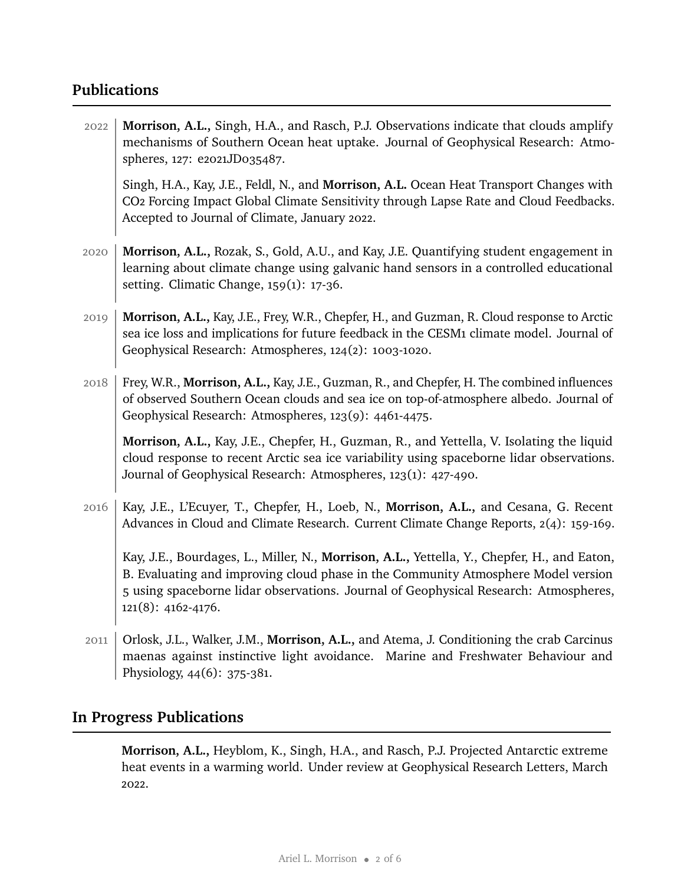## Publications

2022

**Morrison, A.L.,** Singh, H.A., and Rasch, P.J. Observations indicate that clouds amplify mechanisms of Southern Ocean heat uptake. Journal of Geophysical Research: Atmospheres, 127: e2021JD035487.

Singh, H.A., Kay, J.E., Feldl, N., and **Morrison, A.L.** Ocean Heat Transport Changes with $CO_2$ Forcing Impact Global Climate Sensitivity through Lapse Rate and Cloud Feedbacks. Accepted to Journal of Climate, January 2022.

2020

**Morrison, A.L.,** Rozak, S., Gold, A.U., and Kay, J.E. Quantifying student engagement in learning about climate change using galvanic hand sensors in a controlled educational setting. Climatic Change, 159(1): 17-36.

2019

**Morrison, A.L.,** Kay, J.E., Frey, W.R., Chepfer, H., and Guzman, R. Cloud response to Arctic sea ice loss and implications for future feedback in the CESM1 climate model. Journal of Geophysical Research: Atmospheres, 124(2): 1003-1020.

2018

Frey, W.R., **Morrison, A.L.,** Kay, J.E., Guzman, R., and Chepfer, H. The combined influences of observed Southern Ocean clouds and sea ice on top-of-atmosphere albedo. Journal of Geophysical Research: Atmospheres, 123(9): 4461-4475.

**Morrison, A.L.,** Kay, J.E., Chepfer, H., Guzman, R., and Yettella, V. Isolating the liquid cloud response to recent Arctic sea ice variability using spaceborne lidar observations. Journal of Geophysical Research: Atmospheres, 123(1): 427-490.

2016

Kay, J.E., L'Ecuyer, T., Chepfer, H., Loeb, N., **Morrison, A.L.,** and Cesana, G. Recent Advances in Cloud and Climate Research. Current Climate Change Reports, 2(4): 159-169.

Kay, J.E., Bourdages, L., Miller, N., **Morrison, A.L.,** Yettella, Y., Chepfer, H., and Eaton, B. Evaluating and improving cloud phase in the Community Atmosphere Model version 5 using spaceborne lidar observations. Journal of Geophysical Research: Atmospheres, 121(8): 4162-4176.

2011

Orlosk, J.L., Walker, J.M., **Morrison, A.L.,** and Atema, J. Conditioning the crab Carcinus maenas against instinctive light avoidance. Marine and Freshwater Behaviour and Physiology, 44(6): 375-381.

## In Progress Publications

**Morrison, A.L.,** Heyblom, K., Singh, H.A., and Rasch, P.J. Projected Antarctic extreme heat events in a warming world. Under review at Geophysical Research Letters, March 2022.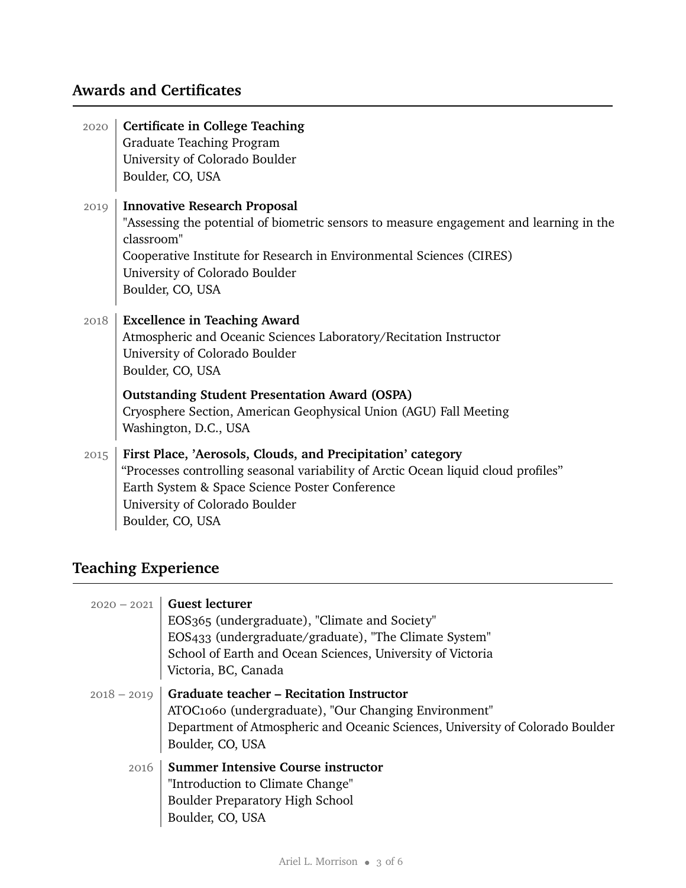## Awards and Certificates

2020 **Certificate in College Teaching**
Graduate Teaching Program
University of Colorado Boulder
Boulder, CO, USA

2019 **Innovative Research Proposal**
"Assessing the potential of biometric sensors to measure engagement and learning in the classroom"
Cooperative Institute for Research in Environmental Sciences (CIRES)
University of Colorado Boulder
Boulder, CO, USA

2018 **Excellence in Teaching Award**
Atmospheric and Oceanic Sciences Laboratory/Recitation Instructor
University of Colorado Boulder
Boulder, CO, USA

**Outstanding Student Presentation Award (OSPA)**
Cryosphere Section, American Geophysical Union (AGU) Fall Meeting
Washington, D.C., USA

2015 **First Place, 'Aerosols, Clouds, and Precipitation' category**
"Processes controlling seasonal variability of Arctic Ocean liquid cloud profiles"
Earth System & Space Science Poster Conference
University of Colorado Boulder
Boulder, CO, USA

## Teaching Experience

2020 – 2021 **Guest lecturer**
EOS365 (undergraduate), "Climate and Society"
EOS433 (undergraduate/graduate), "The Climate System"
School of Earth and Ocean Sciences, University of Victoria
Victoria, BC, Canada

2018 – 2019 **Graduate teacher – Recitation Instructor**
ATOC1060 (undergraduate), "Our Changing Environment"
Department of Atmospheric and Oceanic Sciences, University of Colorado Boulder
Boulder, CO, USA

2016 **Summer Intensive Course instructor**
"Introduction to Climate Change"
Boulder Preparatory High School
Boulder, CO, USA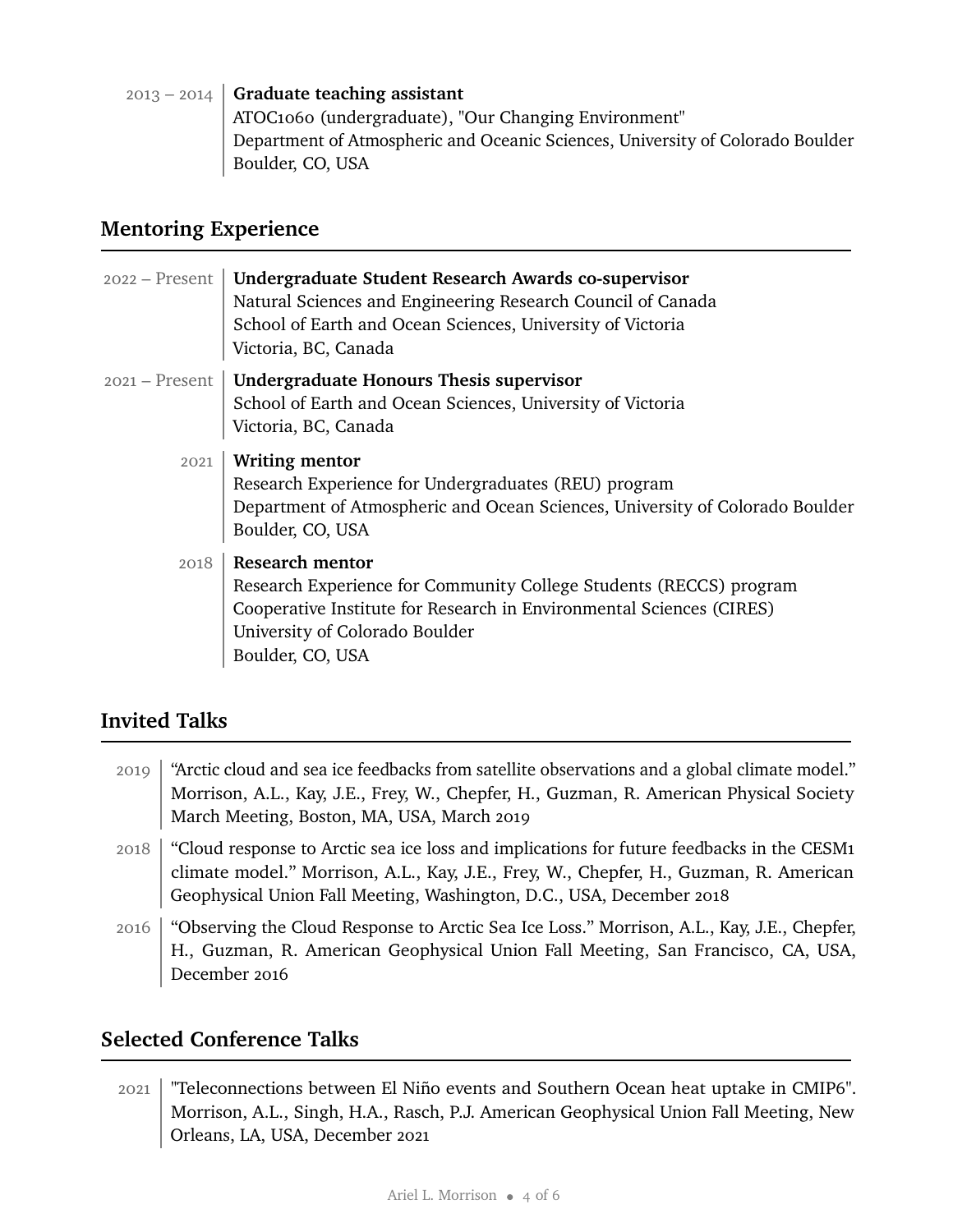2013 – 2014 | **Graduate teaching assistant**
ATOC1060 (undergraduate), "Our Changing Environment"
Department of Atmospheric and Oceanic Sciences, University of Colorado Boulder
Boulder, CO, USA

## Mentoring Experience

2022 – Present | **Undergraduate Student Research Awards co-supervisor**
Natural Sciences and Engineering Research Council of Canada
School of Earth and Ocean Sciences, University of Victoria
Victoria, BC, Canada

2021 – Present | **Undergraduate Honours Thesis supervisor**
School of Earth and Ocean Sciences, University of Victoria
Victoria, BC, Canada

2021 | **Writing mentor**
Research Experience for Undergraduates (REU) program
Department of Atmospheric and Ocean Sciences, University of Colorado Boulder
Boulder, CO, USA

2018 | **Research mentor**
Research Experience for Community College Students (RECCS) program
Cooperative Institute for Research in Environmental Sciences (CIRES)
University of Colorado Boulder
Boulder, CO, USA

## Invited Talks

2019 | "Arctic cloud and sea ice feedbacks from satellite observations and a global climate model." Morrison, A.L., Kay, J.E., Frey, W., Chepfer, H., Guzman, R. American Physical Society March Meeting, Boston, MA, USA, March 2019

2018 | "Cloud response to Arctic sea ice loss and implications for future feedbacks in the CESM1 climate model." Morrison, A.L., Kay, J.E., Frey, W., Chepfer, H., Guzman, R. American Geophysical Union Fall Meeting, Washington, D.C., USA, December 2018

2016 | "Observing the Cloud Response to Arctic Sea Ice Loss." Morrison, A.L., Kay, J.E., Chepfer, H., Guzman, R. American Geophysical Union Fall Meeting, San Francisco, CA, USA, December 2016

## Selected Conference Talks

2021 | "Teleconnections between El Niño events and Southern Ocean heat uptake in CMIP6". Morrison, A.L., Singh, H.A., Rasch, P.J. American Geophysical Union Fall Meeting, New Orleans, LA, USA, December 2021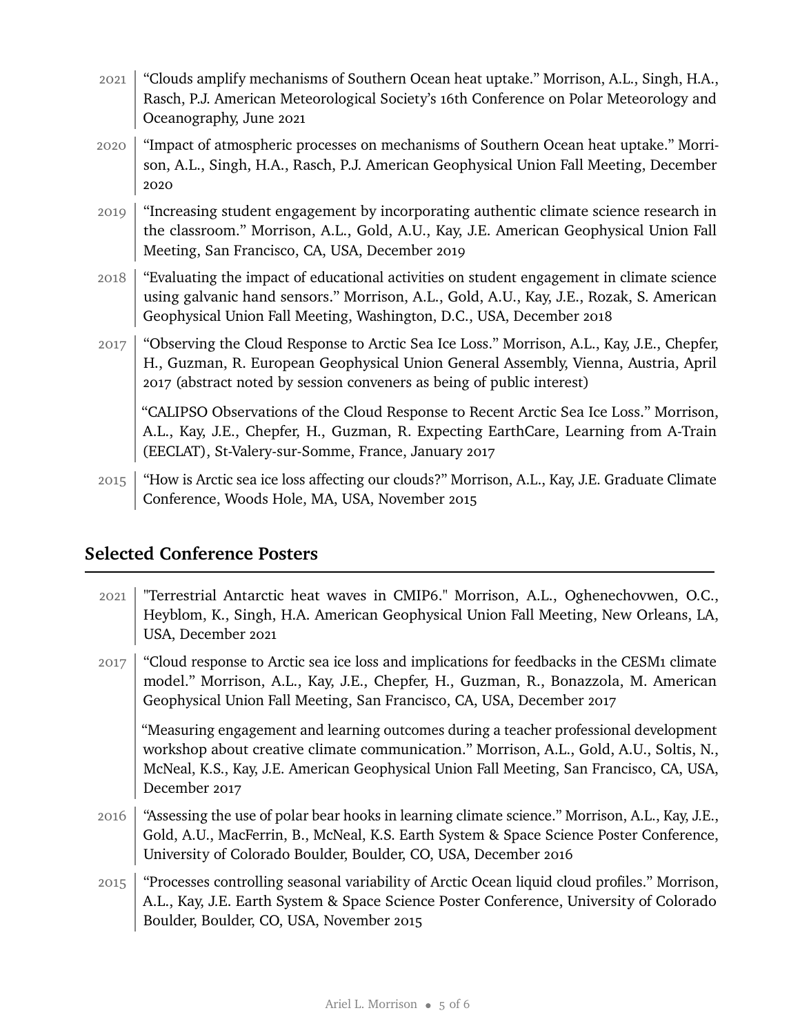- 2021 "Clouds amplify mechanisms of Southern Ocean heat uptake." Morrison, A.L., Singh, H.A., Rasch, P.J. American Meteorological Society's 16th Conference on Polar Meteorology and Oceanography, June 2021
- 2020 "Impact of atmospheric processes on mechanisms of Southern Ocean heat uptake." Morrison, A.L., Singh, H.A., Rasch, P.J. American Geophysical Union Fall Meeting, December 2020
- 2019 "Increasing student engagement by incorporating authentic climate science research in the classroom." Morrison, A.L., Gold, A.U., Kay, J.E. American Geophysical Union Fall Meeting, San Francisco, CA, USA, December 2019
- 2018 "Evaluating the impact of educational activities on student engagement in climate science using galvanic hand sensors." Morrison, A.L., Gold, A.U., Kay, J.E., Rozak, S. American Geophysical Union Fall Meeting, Washington, D.C., USA, December 2018
- 2017 "Observing the Cloud Response to Arctic Sea Ice Loss." Morrison, A.L., Kay, J.E., Chepfer, H., Guzman, R. European Geophysical Union General Assembly, Vienna, Austria, April 2017 (abstract noted by session conveners as being of public interest)

  "CALIPSO Observations of the Cloud Response to Recent Arctic Sea Ice Loss." Morrison, A.L., Kay, J.E., Chepfer, H., Guzman, R. Expecting EarthCare, Learning from A-Train (EECLAT), St-Valery-sur-Somme, France, January 2017
- 2015 "How is Arctic sea ice loss affecting our clouds?" Morrison, A.L., Kay, J.E. Graduate Climate Conference, Woods Hole, MA, USA, November 2015

## Selected Conference Posters

- 2021 "Terrestrial Antarctic heat waves in CMIP6." Morrison, A.L., Oghenechovwen, O.C., Heyblom, K., Singh, H.A. American Geophysical Union Fall Meeting, New Orleans, LA, USA, December 2021
- 2017 "Cloud response to Arctic sea ice loss and implications for feedbacks in the CESM1 climate model." Morrison, A.L., Kay, J.E., Chepfer, H., Guzman, R., Bonazzola, M. American Geophysical Union Fall Meeting, San Francisco, CA, USA, December 2017

  "Measuring engagement and learning outcomes during a teacher professional development workshop about creative climate communication." Morrison, A.L., Gold, A.U., Soltis, N., McNeal, K.S., Kay, J.E. American Geophysical Union Fall Meeting, San Francisco, CA, USA, December 2017
- 2016 "Assessing the use of polar bear hooks in learning climate science." Morrison, A.L., Kay, J.E., Gold, A.U., MacFerrin, B., McNeal, K.S. Earth System & Space Science Poster Conference, University of Colorado Boulder, Boulder, CO, USA, December 2016
- 2015 "Processes controlling seasonal variability of Arctic Ocean liquid cloud profiles." Morrison, A.L., Kay, J.E. Earth System & Space Science Poster Conference, University of Colorado Boulder, Boulder, CO, USA, November 2015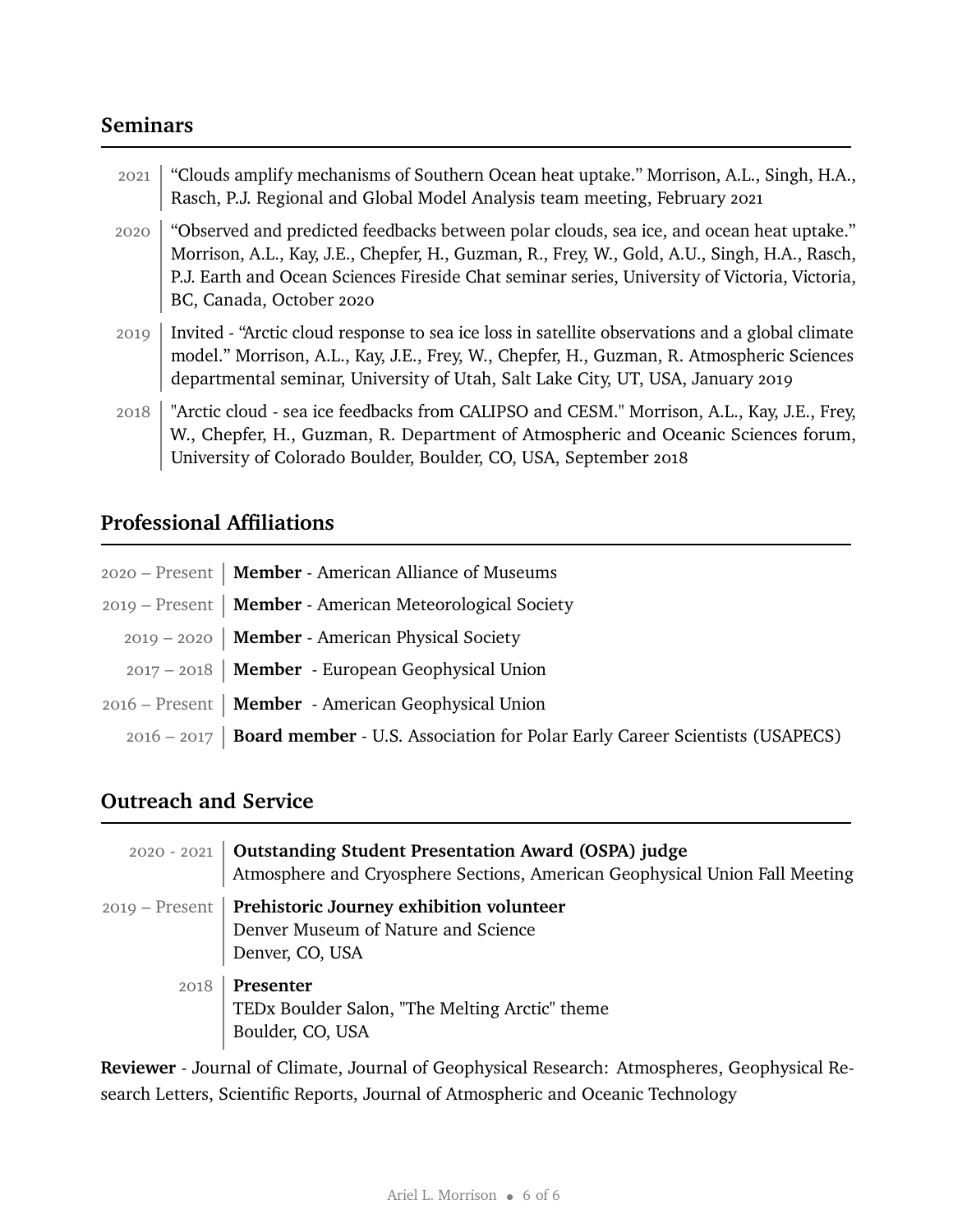## Seminars

2021 | "Clouds amplify mechanisms of Southern Ocean heat uptake." Morrison, A.L., Singh, H.A., Rasch, P.J. Regional and Global Model Analysis team meeting, February 2021

2020 | "Observed and predicted feedbacks between polar clouds, sea ice, and ocean heat uptake." Morrison, A.L., Kay, J.E., Chepfer, H., Guzman, R., Frey, W., Gold, A.U., Singh, H.A., Rasch, P.J. Earth and Ocean Sciences Fireside Chat seminar series, University of Victoria, Victoria, BC, Canada, October 2020

2019 | Invited - "Arctic cloud response to sea ice loss in satellite observations and a global climate model." Morrison, A.L., Kay, J.E., Frey, W., Chepfer, H., Guzman, R. Atmospheric Sciences departmental seminar, University of Utah, Salt Lake City, UT, USA, January 2019

2018 | "Arctic cloud - sea ice feedbacks from CALIPSO and CESM." Morrison, A.L., Kay, J.E., Frey, W., Chepfer, H., Guzman, R. Department of Atmospheric and Oceanic Sciences forum, University of Colorado Boulder, Boulder, CO, USA, September 2018

## Professional Affiliations

2020 – Present | **Member** - American Alliance of Museums

2019 – Present | **Member** - American Meteorological Society

2019 – 2020 | **Member** - American Physical Society

2017 – 2018 | **Member** - European Geophysical Union

2016 – Present | **Member** - American Geophysical Union

2016 – 2017 | **Board member** - U.S. Association for Polar Early Career Scientists (USAPECS)

## Outreach and Service

2020 - 2021 | **Outstanding Student Presentation Award (OSPA) judge**
Atmosphere and Cryosphere Sections, American Geophysical Union Fall Meeting

2019 – Present | **Prehistoric Journey exhibition volunteer**
Denver Museum of Nature and Science
Denver, CO, USA

2018 | **Presenter**
TEDx Boulder Salon, "The Melting Arctic" theme
Boulder, CO, USA

**Reviewer** - Journal of Climate, Journal of Geophysical Research: Atmospheres, Geophysical Research Letters, Scientific Reports, Journal of Atmospheric and Oceanic Technology